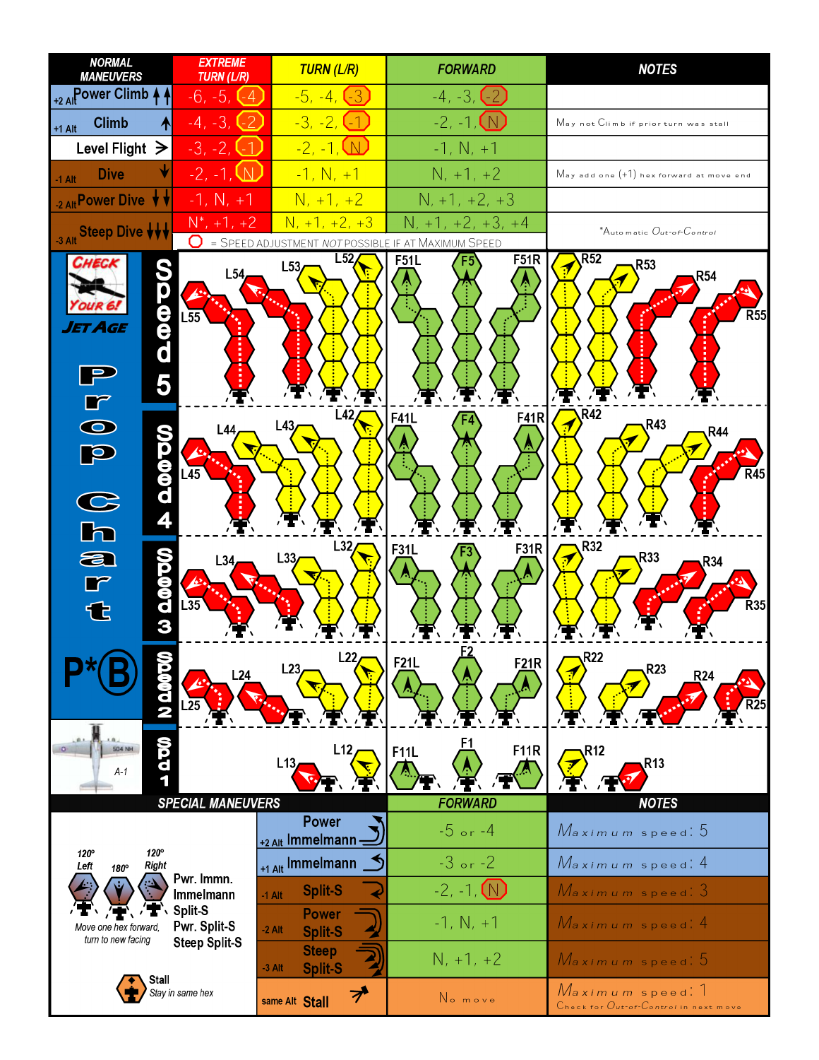| NORMAL MANEUVERS | EXTREME TURN (L/R) | TURN (L/R) | FORWARD | NOTES |
|---|---|---|---|---|
| +2 Alt Power Climb | -6, -5, (-4) | -5, -4, (-3) | -4, -3, (-2) | |
| +1 Alt Climb | -4, -3, (-2) | -3, -2, (-1) | -2, -1, (N) | May not Climb if prior turn was stall |
| Level Flight | -3, -2, (-1) | -2, -1, (N) | -1, N, +1 | |
| -1 Alt Dive | -2, -1, (N) | -1, N, +1 | N, +1, +2 | May add one (+1) hex forward at move end |
| -2 Alt Power Dive | -1, N, +1 | N, +1, +2 | N, +1, +2, +3 | |
| -3 Alt Steep Dive | N*, +1, +2 | N, +1, +2, +3 | N, +1, +2, +3, +4 | *Automatic Out-of-Control |

○ = Speed adjustment *not* possible if at Maximum Speed

**Check Your 6! Jet Age**

**Prop Chart**

**P*B**

A-1

| Speed | Left maneuvers | Forward maneuvers | Right maneuvers |
|---|---|---|---|
| Speed 5 | L55, L54, L53, L52 | F51L, F5, F51R | R52, R53, R54, R55 |
| Speed 4 | L45, L44, L43, L42 | F41L, F4, F41R | R42, R43, R44, R45 |
| Speed 3 | L35, L34, L33, L32 | F31L, F3, F31R | R32, R33, R34, R35 |
| Speed 2 | L25, L24, L23, L22 | F21L, F2, F21R | R22, R23, R24, R25 |
| Spd 1 | L13, L12 | F11L, F1, F11R | R12, R13 |

| SPECIAL MANEUVERS | FORWARD | NOTES |
|---|---|---|
| +2 Alt Power Immelmann | -5 or -4 | Maximum speed: 5 |
| +1 Alt Immelmann | -3 or -2 | Maximum speed: 4 |
| -1 Alt Split-S | -2, -1, (N) | Maximum speed: 3 |
| -2 Alt Power Split-S | -1, N, +1 | Maximum speed: 4 |
| -3 Alt Steep Split-S | N, +1, +2 | Maximum speed: 5 |
| same Alt Stall | No move | Maximum speed: 1. Check for Out-of-Control in next move |

120° Left, 180°, 120° Right — Pwr. Immn., Immelmann, Split-S, Pwr. Split-S, Steep Split-S

Move one hex forward, turn to new facing

Stall — Stay in same hex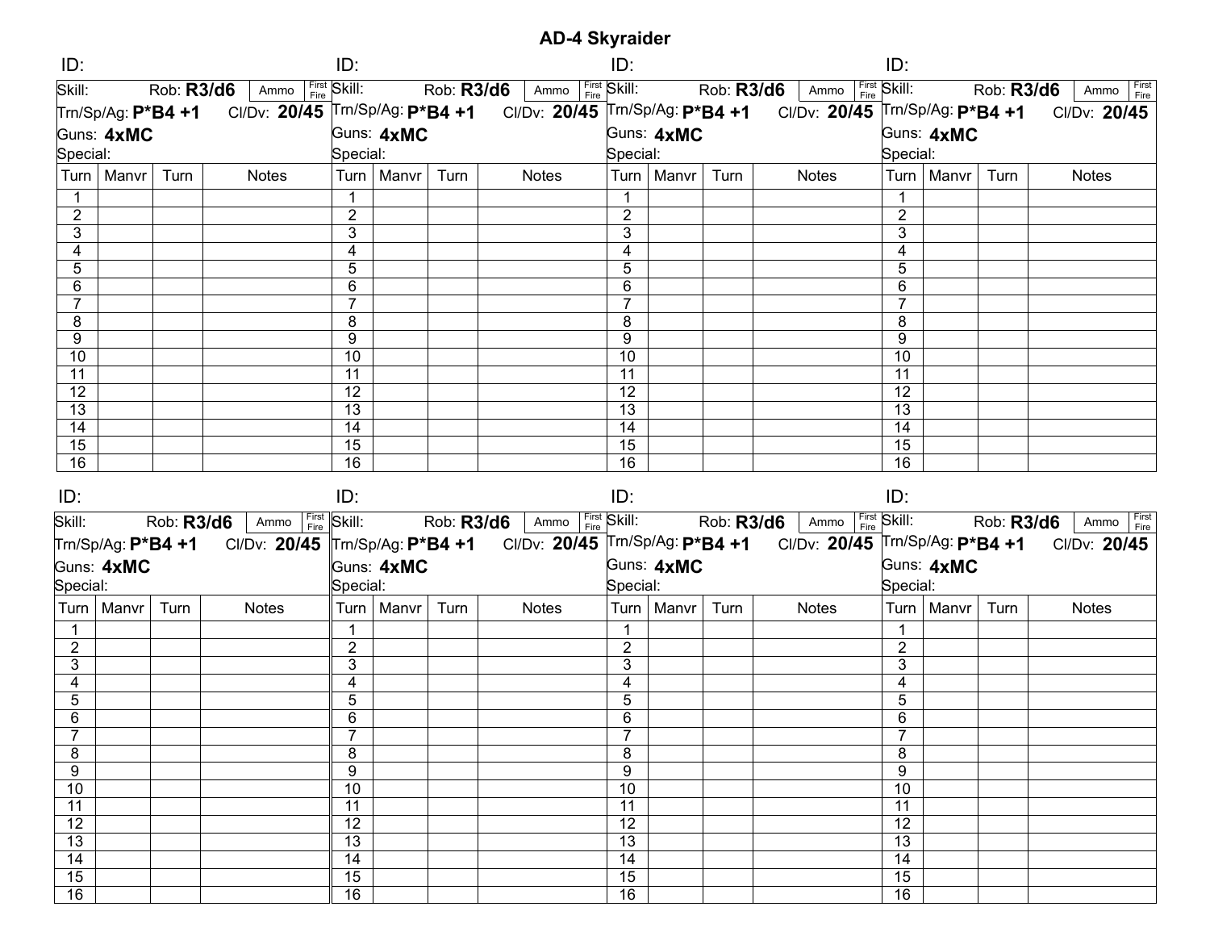# AD-4 Skyraider

ID:

| Skill: | Rob: **R3/d6** | Ammo | First Fire |
|---|---|---|---|
| Trn/Sp/Ag: **P*B4 +1** | Cl/Dv: **20/45** | | |
| Guns: **4xMC** | | | |
| Special: | | | |

| Turn | Manvr | Turn | Notes |
|---|---|---|---|
| 1 | | | |
| 2 | | | |
| 3 | | | |
| 4 | | | |
| 5 | | | |
| 6 | | | |
| 7 | | | |
| 8 | | | |
| 9 | | | |
| 10 | | | |
| 11 | | | |
| 12 | | | |
| 13 | | | |
| 14 | | | |
| 15 | | | |
| 16 | | | |

ID:

| Skill: | Rob: **R3/d6** | Ammo | First Fire |
|---|---|---|---|
| Trn/Sp/Ag: **P*B4 +1** | Cl/Dv: **20/45** | | |
| Guns: **4xMC** | | | |
| Special: | | | |

| Turn | Manvr | Turn | Notes |
|---|---|---|---|
| 1 | | | |
| 2 | | | |
| 3 | | | |
| 4 | | | |
| 5 | | | |
| 6 | | | |
| 7 | | | |
| 8 | | | |
| 9 | | | |
| 10 | | | |
| 11 | | | |
| 12 | | | |
| 13 | | | |
| 14 | | | |
| 15 | | | |
| 16 | | | |

ID:

| Skill: | Rob: **R3/d6** | Ammo | First Fire |
|---|---|---|---|
| Trn/Sp/Ag: **P*B4 +1** | Cl/Dv: **20/45** | | |
| Guns: **4xMC** | | | |
| Special: | | | |

| Turn | Manvr | Turn | Notes |
|---|---|---|---|
| 1 | | | |
| 2 | | | |
| 3 | | | |
| 4 | | | |
| 5 | | | |
| 6 | | | |
| 7 | | | |
| 8 | | | |
| 9 | | | |
| 10 | | | |
| 11 | | | |
| 12 | | | |
| 13 | | | |
| 14 | | | |
| 15 | | | |
| 16 | | | |

ID:

| Skill: | Rob: **R3/d6** | Ammo | First Fire |
|---|---|---|---|
| Trn/Sp/Ag: **P*B4 +1** | Cl/Dv: **20/45** | | |
| Guns: **4xMC** | | | |
| Special: | | | |

| Turn | Manvr | Turn | Notes |
|---|---|---|---|
| 1 | | | |
| 2 | | | |
| 3 | | | |
| 4 | | | |
| 5 | | | |
| 6 | | | |
| 7 | | | |
| 8 | | | |
| 9 | | | |
| 10 | | | |
| 11 | | | |
| 12 | | | |
| 13 | | | |
| 14 | | | |
| 15 | | | |
| 16 | | | |

ID:

| Skill: | Rob: **R3/d6** | Ammo | First Fire |
|---|---|---|---|
| Trn/Sp/Ag: **P*B4 +1** | Cl/Dv: **20/45** | | |
| Guns: **4xMC** | | | |
| Special: | | | |

| Turn | Manvr | Turn | Notes |
|---|---|---|---|
| 1 | | | |
| 2 | | | |
| 3 | | | |
| 4 | | | |
| 5 | | | |
| 6 | | | |
| 7 | | | |
| 8 | | | |
| 9 | | | |
| 10 | | | |
| 11 | | | |
| 12 | | | |
| 13 | | | |
| 14 | | | |
| 15 | | | |
| 16 | | | |

ID:

| Skill: | Rob: **R3/d6** | Ammo | First Fire |
|---|---|---|---|
| Trn/Sp/Ag: **P*B4 +1** | Cl/Dv: **20/45** | | |
| Guns: **4xMC** | | | |
| Special: | | | |

| Turn | Manvr | Turn | Notes |
|---|---|---|---|
| 1 | | | |
| 2 | | | |
| 3 | | | |
| 4 | | | |
| 5 | | | |
| 6 | | | |
| 7 | | | |
| 8 | | | |
| 9 | | | |
| 10 | | | |
| 11 | | | |
| 12 | | | |
| 13 | | | |
| 14 | | | |
| 15 | | | |
| 16 | | | |

ID:

| Skill: | Rob: **R3/d6** | Ammo | First Fire |
|---|---|---|---|
| Trn/Sp/Ag: **P*B4 +1** | Cl/Dv: **20/45** | | |
| Guns: **4xMC** | | | |
| Special: | | | |

| Turn | Manvr | Turn | Notes |
|---|---|---|---|
| 1 | | | |
| 2 | | | |
| 3 | | | |
| 4 | | | |
| 5 | | | |
| 6 | | | |
| 7 | | | |
| 8 | | | |
| 9 | | | |
| 10 | | | |
| 11 | | | |
| 12 | | | |
| 13 | | | |
| 14 | | | |
| 15 | | | |
| 16 | | | |

ID:

| Skill: | Rob: **R3/d6** | Ammo | First Fire |
|---|---|---|---|
| Trn/Sp/Ag: **P*B4 +1** | Cl/Dv: **20/45** | | |
| Guns: **4xMC** | | | |
| Special: | | | |

| Turn | Manvr | Turn | Notes |
|---|---|---|---|
| 1 | | | |
| 2 | | | |
| 3 | | | |
| 4 | | | |
| 5 | | | |
| 6 | | | |
| 7 | | | |
| 8 | | | |
| 9 | | | |
| 10 | | | |
| 11 | | | |
| 12 | | | |
| 13 | | | |
| 14 | | | |
| 15 | | | |
| 16 | | | |